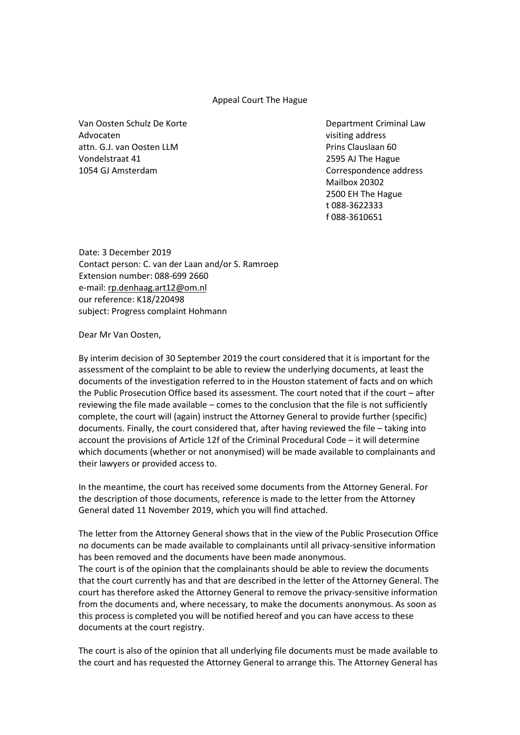Appeal Court The Hague

Van Oosten Schulz De Korte
Advocaten
attn. G.J. van Oosten LLM
Vondelstraat 41
1054 GJ Amsterdam

Department Criminal Law
visiting address
Prins Clauslaan 60
2595 AJ The Hague
Correspondence address
Mailbox 20302
2500 EH The Hague
t 088-3622333
f 088-3610651

Date: 3 December 2019
Contact person: C. van der Laan and/or S. Ramroep
Extension number: 088-699 2660
e-mail: rp.denhaag.art12@om.nl
our reference: K18/220498
subject: Progress complaint Hohmann

Dear Mr Van Oosten,

By interim decision of 30 September 2019 the court considered that it is important for the assessment of the complaint to be able to review the underlying documents, at least the documents of the investigation referred to in the Houston statement of facts and on which the Public Prosecution Office based its assessment. The court noted that if the court – after reviewing the file made available – comes to the conclusion that the file is not sufficiently complete, the court will (again) instruct the Attorney General to provide further (specific) documents. Finally, the court considered that, after having reviewed the file – taking into account the provisions of Article 12f of the Criminal Procedural Code – it will determine which documents (whether or not anonymised) will be made available to complainants and their lawyers or provided access to.

In the meantime, the court has received some documents from the Attorney General. For the description of those documents, reference is made to the letter from the Attorney General dated 11 November 2019, which you will find attached.

The letter from the Attorney General shows that in the view of the Public Prosecution Office no documents can be made available to complainants until all privacy-sensitive information has been removed and the documents have been made anonymous.
The court is of the opinion that the complainants should be able to review the documents that the court currently has and that are described in the letter of the Attorney General. The court has therefore asked the Attorney General to remove the privacy-sensitive information from the documents and, where necessary, to make the documents anonymous. As soon as this process is completed you will be notified hereof and you can have access to these documents at the court registry.

The court is also of the opinion that all underlying file documents must be made available to the court and has requested the Attorney General to arrange this. The Attorney General has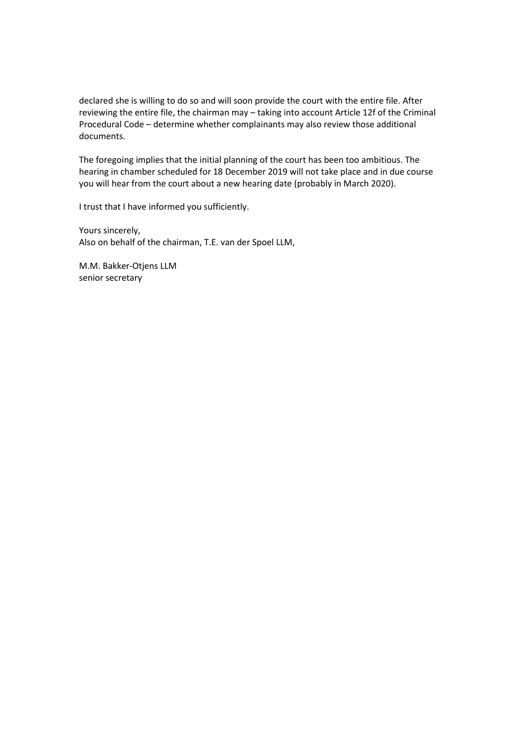declared she is willing to do so and will soon provide the court with the entire file. After reviewing the entire file, the chairman may – taking into account Article 12f of the Criminal Procedural Code – determine whether complainants may also review those additional documents.

The foregoing implies that the initial planning of the court has been too ambitious. The hearing in chamber scheduled for 18 December 2019 will not take place and in due course you will hear from the court about a new hearing date (probably in March 2020).

I trust that I have informed you sufficiently.

Yours sincerely,
Also on behalf of the chairman, T.E. van der Spoel LLM,

M.M. Bakker-Otjens LLM
senior secretary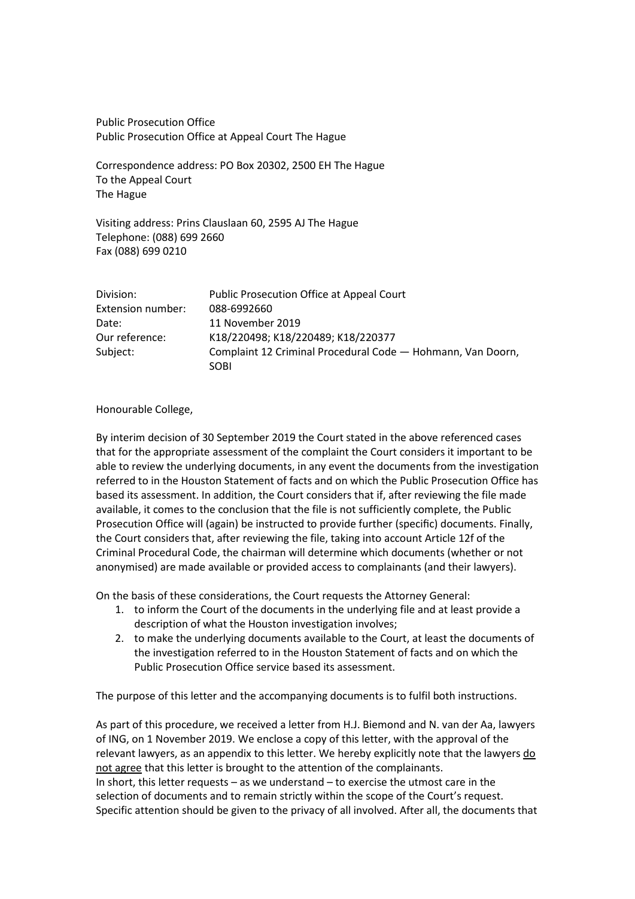Public Prosecution Office
Public Prosecution Office at Appeal Court The Hague

Correspondence address: PO Box 20302, 2500 EH The Hague
To the Appeal Court
The Hague

Visiting address: Prins Clauslaan 60, 2595 AJ The Hague
Telephone: (088) 699 2660
Fax (088) 699 0210

| | |
|---|---|
| Division: | Public Prosecution Office at Appeal Court |
| Extension number: | 088-6992660 |
| Date: | 11 November 2019 |
| Our reference: | K18/220498; K18/220489; K18/220377 |
| Subject: | Complaint 12 Criminal Procedural Code — Hohmann, Van Doorn, SOBI |

Honourable College,

By interim decision of 30 September 2019 the Court stated in the above referenced cases that for the appropriate assessment of the complaint the Court considers it important to be able to review the underlying documents, in any event the documents from the investigation referred to in the Houston Statement of facts and on which the Public Prosecution Office has based its assessment. In addition, the Court considers that if, after reviewing the file made available, it comes to the conclusion that the file is not sufficiently complete, the Public Prosecution Office will (again) be instructed to provide further (specific) documents. Finally, the Court considers that, after reviewing the file, taking into account Article 12f of the Criminal Procedural Code, the chairman will determine which documents (whether or not anonymised) are made available or provided access to complainants (and their lawyers).

On the basis of these considerations, the Court requests the Attorney General:

1. to inform the Court of the documents in the underlying file and at least provide a description of what the Houston investigation involves;
2. to make the underlying documents available to the Court, at least the documents of the investigation referred to in the Houston Statement of facts and on which the Public Prosecution Office service based its assessment.

The purpose of this letter and the accompanying documents is to fulfil both instructions.

As part of this procedure, we received a letter from H.J. Biemond and N. van der Aa, lawyers of ING, on 1 November 2019. We enclose a copy of this letter, with the approval of the relevant lawyers, as an appendix to this letter. We hereby explicitly note that the lawyers <u>do not agree</u> that this letter is brought to the attention of the complainants.
In short, this letter requests – as we understand – to exercise the utmost care in the selection of documents and to remain strictly within the scope of the Court's request. Specific attention should be given to the privacy of all involved. After all, the documents that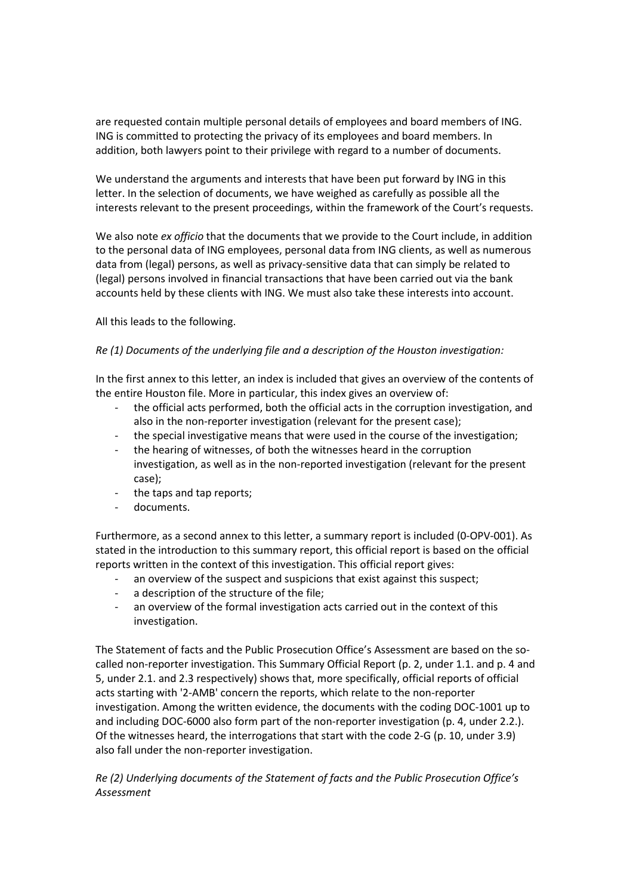are requested contain multiple personal details of employees and board members of ING. ING is committed to protecting the privacy of its employees and board members. In addition, both lawyers point to their privilege with regard to a number of documents.

We understand the arguments and interests that have been put forward by ING in this letter. In the selection of documents, we have weighed as carefully as possible all the interests relevant to the present proceedings, within the framework of the Court's requests.

We also note *ex officio* that the documents that we provide to the Court include, in addition to the personal data of ING employees, personal data from ING clients, as well as numerous data from (legal) persons, as well as privacy-sensitive data that can simply be related to (legal) persons involved in financial transactions that have been carried out via the bank accounts held by these clients with ING. We must also take these interests into account.

All this leads to the following.

*Re (1) Documents of the underlying file and a description of the Houston investigation:*

In the first annex to this letter, an index is included that gives an overview of the contents of the entire Houston file. More in particular, this index gives an overview of:

- the official acts performed, both the official acts in the corruption investigation, and also in the non-reporter investigation (relevant for the present case);
- the special investigative means that were used in the course of the investigation;
- the hearing of witnesses, of both the witnesses heard in the corruption investigation, as well as in the non-reported investigation (relevant for the present case);
- the taps and tap reports;
- documents.

Furthermore, as a second annex to this letter, a summary report is included (0-OPV-001). As stated in the introduction to this summary report, this official report is based on the official reports written in the context of this investigation. This official report gives:

- an overview of the suspect and suspicions that exist against this suspect;
- a description of the structure of the file;
- an overview of the formal investigation acts carried out in the context of this investigation.

The Statement of facts and the Public Prosecution Office's Assessment are based on the so-called non-reporter investigation. This Summary Official Report (p. 2, under 1.1. and p. 4 and 5, under 2.1. and 2.3 respectively) shows that, more specifically, official reports of official acts starting with '2-AMB' concern the reports, which relate to the non-reporter investigation. Among the written evidence, the documents with the coding DOC-1001 up to and including DOC-6000 also form part of the non-reporter investigation (p. 4, under 2.2.). Of the witnesses heard, the interrogations that start with the code 2-G (p. 10, under 3.9) also fall under the non-reporter investigation.

*Re (2) Underlying documents of the Statement of facts and the Public Prosecution Office's Assessment*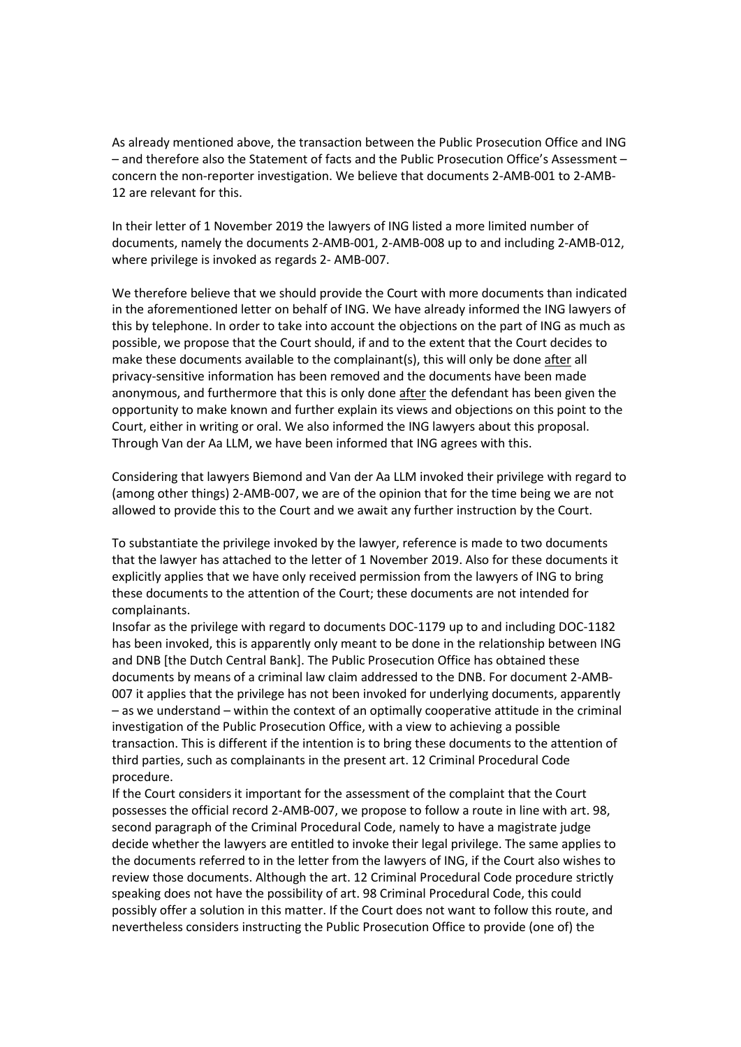As already mentioned above, the transaction between the Public Prosecution Office and ING – and therefore also the Statement of facts and the Public Prosecution Office's Assessment – concern the non-reporter investigation. We believe that documents 2-AMB-001 to 2-AMB-12 are relevant for this.

In their letter of 1 November 2019 the lawyers of ING listed a more limited number of documents, namely the documents 2-AMB-001, 2-AMB-008 up to and including 2-AMB-012, where privilege is invoked as regards 2- AMB-007.

We therefore believe that we should provide the Court with more documents than indicated in the aforementioned letter on behalf of ING. We have already informed the ING lawyers of this by telephone. In order to take into account the objections on the part of ING as much as possible, we propose that the Court should, if and to the extent that the Court decides to make these documents available to the complainant(s), this will only be done <u>after</u> all privacy-sensitive information has been removed and the documents have been made anonymous, and furthermore that this is only done <u>after</u> the defendant has been given the opportunity to make known and further explain its views and objections on this point to the Court, either in writing or oral. We also informed the ING lawyers about this proposal. Through Van der Aa LLM, we have been informed that ING agrees with this.

Considering that lawyers Biemond and Van der Aa LLM invoked their privilege with regard to (among other things) 2-AMB-007, we are of the opinion that for the time being we are not allowed to provide this to the Court and we await any further instruction by the Court.

To substantiate the privilege invoked by the lawyer, reference is made to two documents that the lawyer has attached to the letter of 1 November 2019. Also for these documents it explicitly applies that we have only received permission from the lawyers of ING to bring these documents to the attention of the Court; these documents are not intended for complainants.

Insofar as the privilege with regard to documents DOC-1179 up to and including DOC-1182 has been invoked, this is apparently only meant to be done in the relationship between ING and DNB [the Dutch Central Bank]. The Public Prosecution Office has obtained these documents by means of a criminal law claim addressed to the DNB. For document 2-AMB-007 it applies that the privilege has not been invoked for underlying documents, apparently – as we understand – within the context of an optimally cooperative attitude in the criminal investigation of the Public Prosecution Office, with a view to achieving a possible transaction. This is different if the intention is to bring these documents to the attention of third parties, such as complainants in the present art. 12 Criminal Procedural Code procedure.

If the Court considers it important for the assessment of the complaint that the Court possesses the official record 2-AMB-007, we propose to follow a route in line with art. 98, second paragraph of the Criminal Procedural Code, namely to have a magistrate judge decide whether the lawyers are entitled to invoke their legal privilege. The same applies to the documents referred to in the letter from the lawyers of ING, if the Court also wishes to review those documents. Although the art. 12 Criminal Procedural Code procedure strictly speaking does not have the possibility of art. 98 Criminal Procedural Code, this could possibly offer a solution in this matter. If the Court does not want to follow this route, and nevertheless considers instructing the Public Prosecution Office to provide (one of) the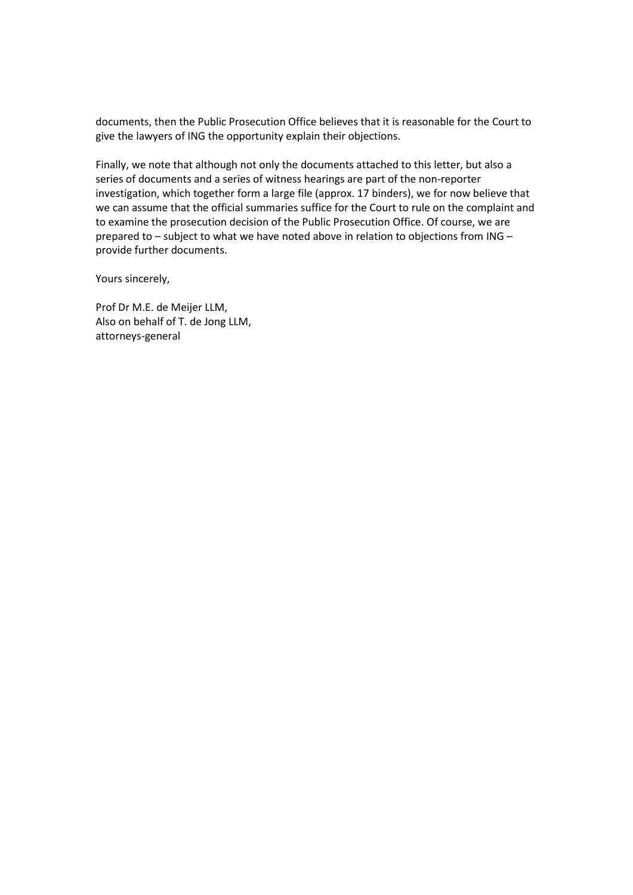documents, then the Public Prosecution Office believes that it is reasonable for the Court to give the lawyers of ING the opportunity explain their objections.

Finally, we note that although not only the documents attached to this letter, but also a series of documents and a series of witness hearings are part of the non-reporter investigation, which together form a large file (approx. 17 binders), we for now believe that we can assume that the official summaries suffice for the Court to rule on the complaint and to examine the prosecution decision of the Public Prosecution Office. Of course, we are prepared to – subject to what we have noted above in relation to objections from ING – provide further documents.

Yours sincerely,

Prof Dr M.E. de Meijer LLM,
Also on behalf of T. de Jong LLM,
attorneys-general